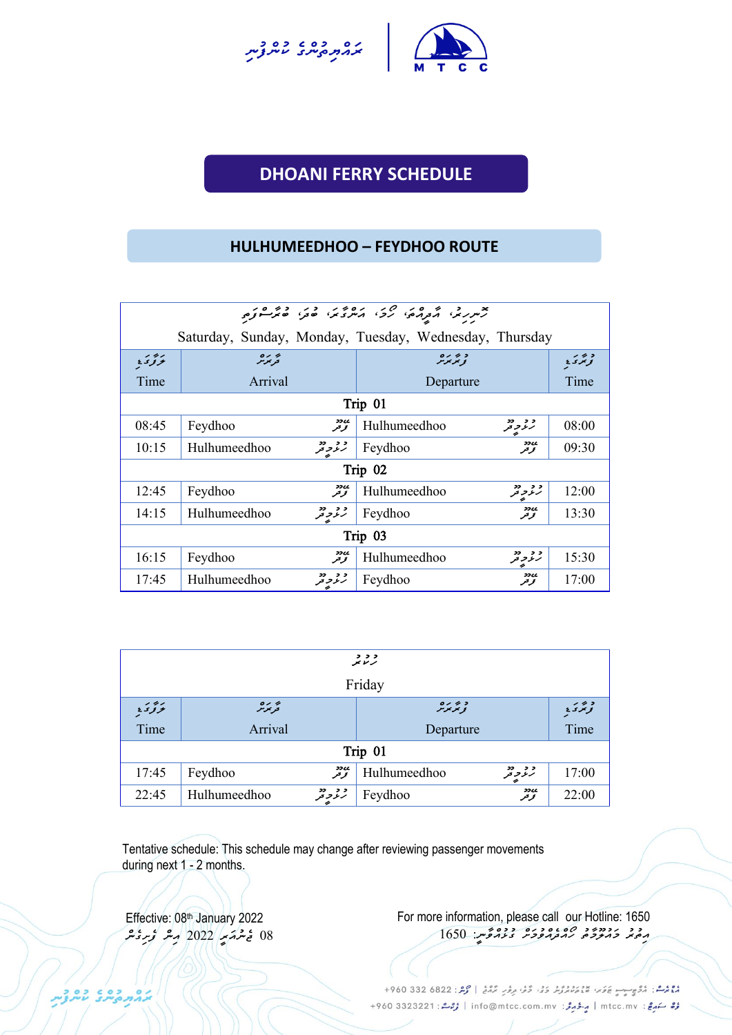# DHOANI FERRY SCHEDULE

## HULHUMEEDHOO – FEYDHOO ROUTE

| Saturday, Sunday, Monday, Tuesday, Wednesday, Thursday | | | |
|---|---|---|---|
| **Time** | **Arrival** | **Departure** | **Time** |
| **Trip 01** | | | |
| 08:45 | Feydhoo | Hulhumeedhoo | 08:00 |
| 10:15 | Hulhumeedhoo | Feydhoo | 09:30 |
| **Trip 02** | | | |
| 12:45 | Feydhoo | Hulhumeedhoo | 12:00 |
| 14:15 | Hulhumeedhoo | Feydhoo | 13:30 |
| **Trip 03** | | | |
| 16:15 | Feydhoo | Hulhumeedhoo | 15:30 |
| 17:45 | Hulhumeedhoo | Feydhoo | 17:00 |

| Friday | | | |
|---|---|---|---|
| **Time** | **Arrival** | **Departure** | **Time** |
| **Trip 01** | | | |
| 17:45 | Feydhoo | Hulhumeedhoo | 17:00 |
| 22:45 | Hulhumeedhoo | Feydhoo | 22:00 |

Tentative schedule: This schedule may change after reviewing passenger movements during next 1 - 2 months.

Effective: 08th January 2022

For more information, please call our Hotline: 1650

+960 332 6822 | info@mtcc.com.mv | mtcc.mv | +960 3323221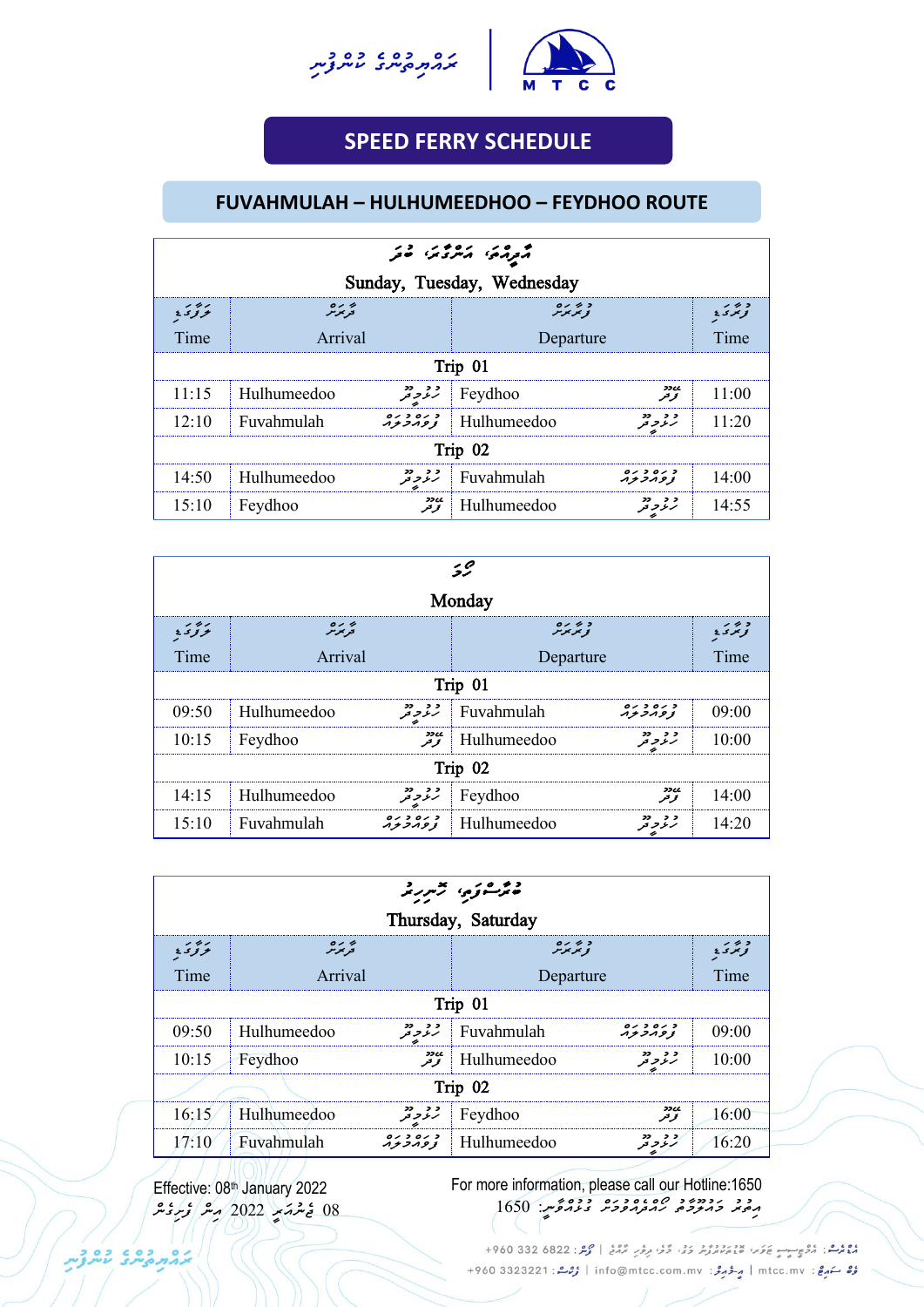ޓްރާންސްޕޯޓް ކޮންޕެނީ

MTCC

# SPEED FERRY SCHEDULE

## FUVAHMULAH – HULHUMEEDHOO – FEYDHOO ROUTE

### އާދިއްތަ، އަންގާރަ، ބުދަ
### Sunday, Tuesday, Wednesday

| ވަގުތު Time | ފޯރާނެ Arrival | | ފުރާނެ Departure | | ވަގުތު Time |
|---|---|---|---|---|---|
| **Trip 01** | | | | | |
| 11:15 | Hulhumeedoo | ހުޅުމީދޫ | Feydhoo | ފޭދޫ | 11:00 |
| 12:10 | Fuvahmulah | ފުވައްމުލައް | Hulhumeedoo | ހުޅުމީދޫ | 11:20 |
| **Trip 02** | | | | | |
| 14:50 | Hulhumeedoo | ހުޅުމީދޫ | Fuvahmulah | ފުވައްމުލައް | 14:00 |
| 15:10 | Feydhoo | ފޭދޫ | Hulhumeedoo | ހުޅުމީދޫ | 14:55 |

### ހޯމަ
### Monday

| ވަގުތު Time | ފޯރާނެ Arrival | | ފުރާނެ Departure | | ވަގުތު Time |
|---|---|---|---|---|---|
| **Trip 01** | | | | | |
| 09:50 | Hulhumeedoo | ހުޅުމީދޫ | Fuvahmulah | ފުވައްމުލައް | 09:00 |
| 10:15 | Feydhoo | ފޭދޫ | Hulhumeedoo | ހުޅުމީދޫ | 10:00 |
| **Trip 02** | | | | | |
| 14:15 | Hulhumeedoo | ހުޅުމީދޫ | Feydhoo | ފޭދޫ | 14:00 |
| 15:10 | Fuvahmulah | ފުވައްމުލައް | Hulhumeedoo | ހުޅުމީދޫ | 14:20 |

### ބުރާސްފަތި، ހޮނިހިރު
### Thursday, Saturday

| ވަގުތު Time | ފޯރާނެ Arrival | | ފުރާނެ Departure | | ވަގުތު Time |
|---|---|---|---|---|---|
| **Trip 01** | | | | | |
| 09:50 | Hulhumeedoo | ހުޅުމީދޫ | Fuvahmulah | ފުވައްމުލައް | 09:00 |
| 10:15 | Feydhoo | ފޭދޫ | Hulhumeedoo | ހުޅުމީދޫ | 10:00 |
| **Trip 02** | | | | | |
| 16:15 | Hulhumeedoo | ހުޅުމީދޫ | Feydhoo | ފޭދޫ | 16:00 |
| 17:10 | Fuvahmulah | ފުވައްމުލައް | Hulhumeedoo | ހުޅުމީދޫ | 16:20 |

Effective: 08th January 2022
08 ޖެނުއަރީ 2022 އިން ފެށިގެން

For more information, please call our Hotline:1650
އިތުރު މައުލޫމާތު ހޮޓްލައިން ނަންބަރު: 1650

+960 332 6822 | info@mtcc.com.mv | mtcc.mv | +960 3323221

ޓްރާންސްޕޯޓް ކޮންޕެނީ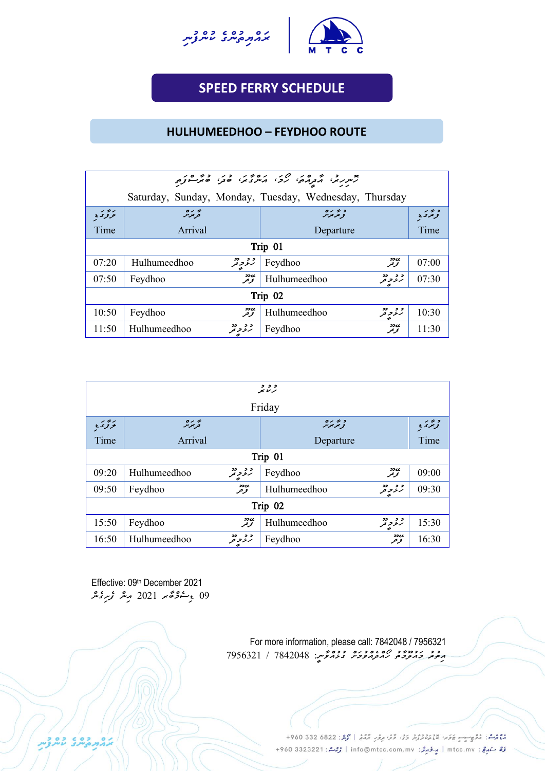# SPEED FERRY SCHEDULE

## HULHUMEEDHOO – FEYDHOO ROUTE

| Saturday, Sunday, Monday, Tuesday, Wednesday, Thursday | | | |
|---|---|---|---|
| Time | Arrival | Departure | Time |
| **Trip 01** | | | |
| 07:20 | Hulhumeedhoo | Feydhoo | 07:00 |
| 07:50 | Feydhoo | Hulhumeedhoo | 07:30 |
| **Trip 02** | | | |
| 10:50 | Feydhoo | Hulhumeedhoo | 10:30 |
| 11:50 | Hulhumeedhoo | Feydhoo | 11:30 |

| Friday | | | |
|---|---|---|---|
| Time | Arrival | Departure | Time |
| **Trip 01** | | | |
| 09:20 | Hulhumeedhoo | Feydhoo | 09:00 |
| 09:50 | Feydhoo | Hulhumeedhoo | 09:30 |
| **Trip 02** | | | |
| 15:50 | Feydhoo | Hulhumeedhoo | 15:30 |
| 16:50 | Hulhumeedhoo | Feydhoo | 16:30 |

Effective: 09th December 2021

For more information, please call: 7842048 / 7956321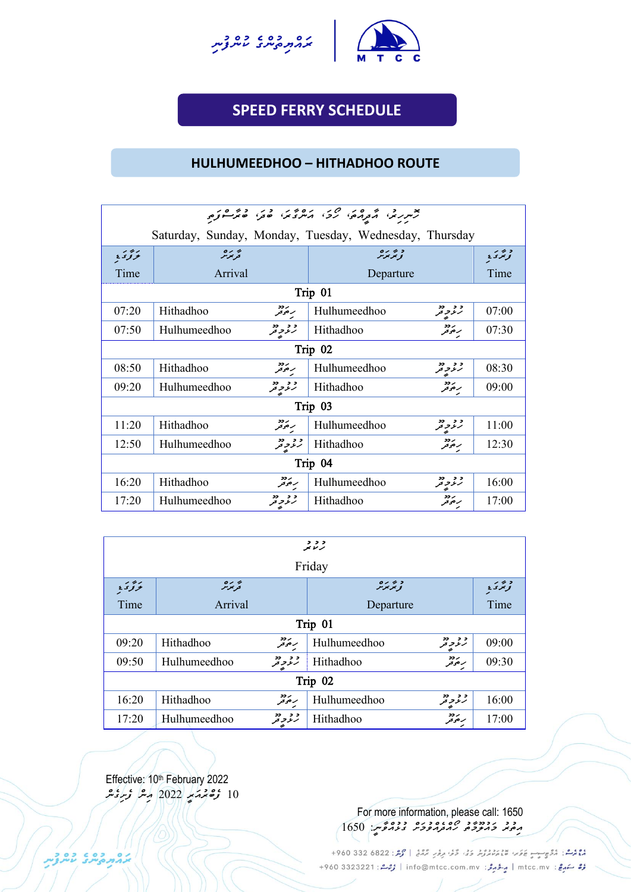މަޢްލޫމާތު ކޯޕަރޭޝަން

M T C C

# SPEED FERRY SCHEDULE

## HULHUMEEDHOO – HITHADHOO ROUTE

ހޮނިހިރު، އާދިއްތަ، ހޯމަ، އަންގާރަ، ބުދަ، ބުރާސްފަތި
Saturday, Sunday, Monday, Tuesday, Wednesday, Thursday

| ވަގުތު Time | ފޯރާނެ Arrival | | ފުރާނެ Departure | | ވަގުތު Time |
|---|---|---|---|---|---|
| **Trip 01** | | | | | |
| 07:20 | Hithadhoo | ހިތަދޫ | Hulhumeedhoo | ހުޅުމީދޫ | 07:00 |
| 07:50 | Hulhumeedhoo | ހުޅުމީދޫ | Hithadhoo | ހިތަދޫ | 07:30 |
| **Trip 02** | | | | | |
| 08:50 | Hithadhoo | ހިތަދޫ | Hulhumeedhoo | ހުޅުމީދޫ | 08:30 |
| 09:20 | Hulhumeedhoo | ހުޅުމީދޫ | Hithadhoo | ހިތަދޫ | 09:00 |
| **Trip 03** | | | | | |
| 11:20 | Hithadhoo | ހިތަދޫ | Hulhumeedhoo | ހުޅުމީދޫ | 11:00 |
| 12:50 | Hulhumeedhoo | ހުޅުމީދޫ | Hithadhoo | ހިތަދޫ | 12:30 |
| **Trip 04** | | | | | |
| 16:20 | Hithadhoo | ހިތަދޫ | Hulhumeedhoo | ހުޅުމީދޫ | 16:00 |
| 17:20 | Hulhumeedhoo | ހުޅުމީދޫ | Hithadhoo | ހިތަދޫ | 17:00 |

ހުކުރު
Friday

| ވަގުތު Time | ފޯރާނެ Arrival | | ފުރާނެ Departure | | ވަގުތު Time |
|---|---|---|---|---|---|
| **Trip 01** | | | | | |
| 09:20 | Hithadhoo | ހިތަދޫ | Hulhumeedhoo | ހުޅުމީދޫ | 09:00 |
| 09:50 | Hulhumeedhoo | ހުޅުމީދޫ | Hithadhoo | ހިތަދޫ | 09:30 |
| **Trip 02** | | | | | |
| 16:20 | Hithadhoo | ހިތަދޫ | Hulhumeedhoo | ހުޅުމީދޫ | 16:00 |
| 17:20 | Hulhumeedhoo | ހުޅުމީދޫ | Hithadhoo | ހިތަދޫ | 17:00 |

Effective: 10th February 2022
10 ފެބްރުއަރީ 2022 އިން ފެށިގެން

For more information, please call: 1650
އިތުރު މަޢުލޫމާތު ހޯއްދަވާނީ: 1650

ފޯނު: +960 332 6822 | ފެކްސް: +960 3323221 | info@mtcc.com.mv | mtcc.mv